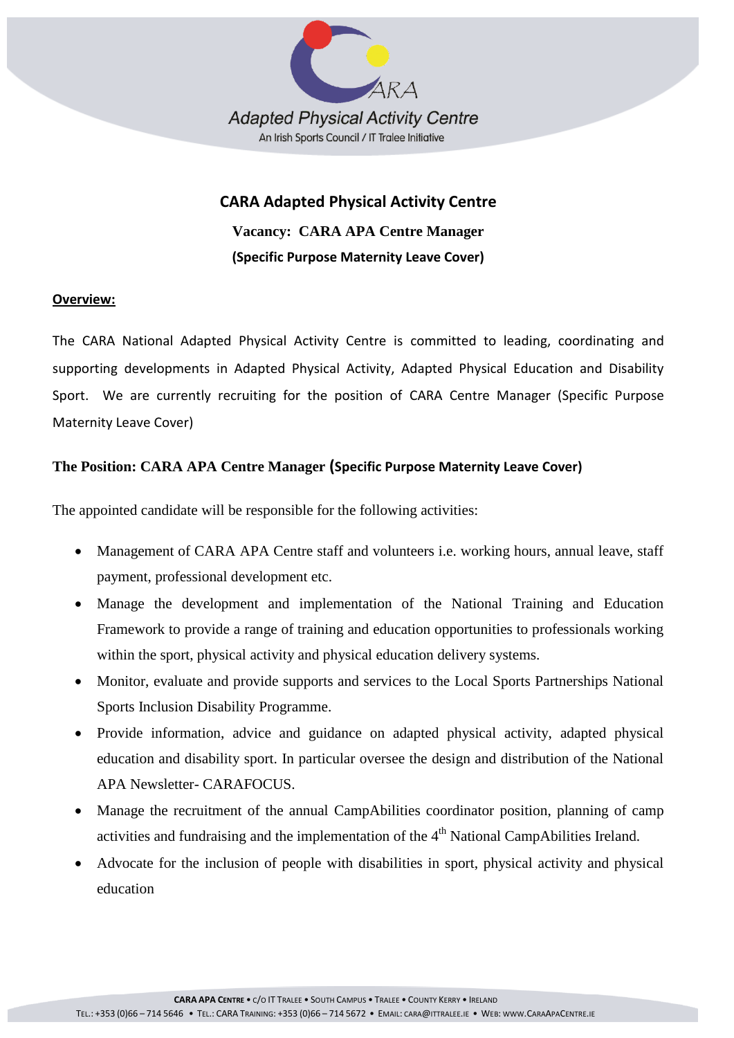# CARA Adapted Physical Activity Centre

## Vacancy: CARA APA Centre Manager

**(Specific Purpose Maternity Leave Cover)**

**Overview:**

The CARA National Adapted Physical Activity Centre is committed to leading, coordinating and supporting developments in Adapted Physical Activity, Adapted Physical Education and Disability Sport. We are currently recruiting for the position of CARA Centre Manager (Specific Purpose Maternity Leave Cover)

**The Position: CARA APA Centre Manager (Specific Purpose Maternity Leave Cover)**

The appointed candidate will be responsible for the following activities:

- Management of CARA APA Centre staff and volunteers i.e. working hours, annual leave, staff payment, professional development etc.
- Manage the development and implementation of the National Training and Education Framework to provide a range of training and education opportunities to professionals working within the sport, physical activity and physical education delivery systems.
- Monitor, evaluate and provide supports and services to the Local Sports Partnerships National Sports Inclusion Disability Programme.
- Provide information, advice and guidance on adapted physical activity, adapted physical education and disability sport. In particular oversee the design and distribution of the National APA Newsletter- CARAFOCUS.
- Manage the recruitment of the annual CampAbilities coordinator position, planning of camp activities and fundraising and the implementation of the 4th National CampAbilities Ireland.
- Advocate for the inclusion of people with disabilities in sport, physical activity and physical education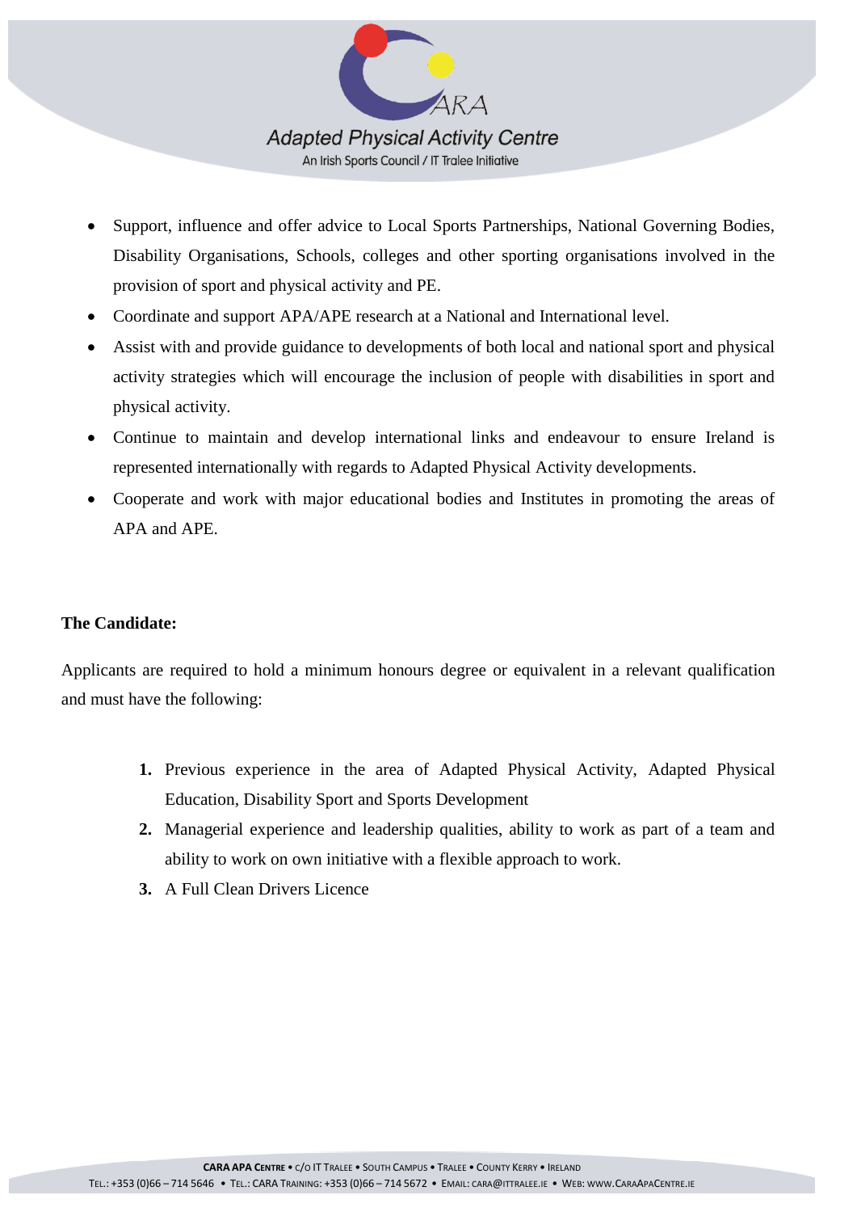- Support, influence and offer advice to Local Sports Partnerships, National Governing Bodies, Disability Organisations, Schools, colleges and other sporting organisations involved in the provision of sport and physical activity and PE.
- Coordinate and support APA/APE research at a National and International level.
- Assist with and provide guidance to developments of both local and national sport and physical activity strategies which will encourage the inclusion of people with disabilities in sport and physical activity.
- Continue to maintain and develop international links and endeavour to ensure Ireland is represented internationally with regards to Adapted Physical Activity developments.
- Cooperate and work with major educational bodies and Institutes in promoting the areas of APA and APE.

**The Candidate:**

Applicants are required to hold a minimum honours degree or equivalent in a relevant qualification and must have the following:

1. Previous experience in the area of Adapted Physical Activity, Adapted Physical Education, Disability Sport and Sports Development
2. Managerial experience and leadership qualities, ability to work as part of a team and ability to work on own initiative with a flexible approach to work.
3. A Full Clean Drivers Licence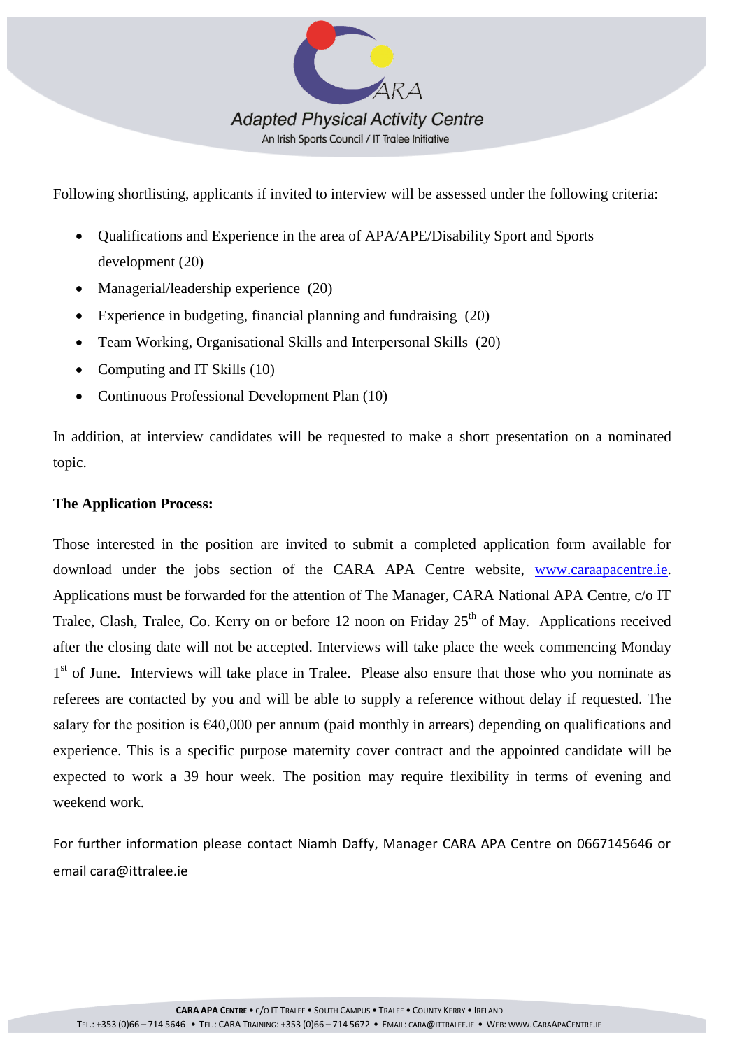Following shortlisting, applicants if invited to interview will be assessed under the following criteria:

- Qualifications and Experience in the area of APA/APE/Disability Sport and Sports development (20)
- Managerial/leadership experience (20)
- Experience in budgeting, financial planning and fundraising (20)
- Team Working, Organisational Skills and Interpersonal Skills (20)
- Computing and IT Skills (10)
- Continuous Professional Development Plan (10)

In addition, at interview candidates will be requested to make a short presentation on a nominated topic.

**The Application Process:**

Those interested in the position are invited to submit a completed application form available for download under the jobs section of the CARA APA Centre website, www.caraapacentre.ie. Applications must be forwarded for the attention of The Manager, CARA National APA Centre, c/o IT Tralee, Clash, Tralee, Co. Kerry on or before 12 noon on Friday 25th of May. Applications received after the closing date will not be accepted. Interviews will take place the week commencing Monday 1st of June. Interviews will take place in Tralee. Please also ensure that those who you nominate as referees are contacted by you and will be able to supply a reference without delay if requested. The salary for the position is €40,000 per annum (paid monthly in arrears) depending on qualifications and experience. This is a specific purpose maternity cover contract and the appointed candidate will be expected to work a 39 hour week. The position may require flexibility in terms of evening and weekend work.

For further information please contact Niamh Daffy, Manager CARA APA Centre on 0667145646 or email cara@ittralee.ie